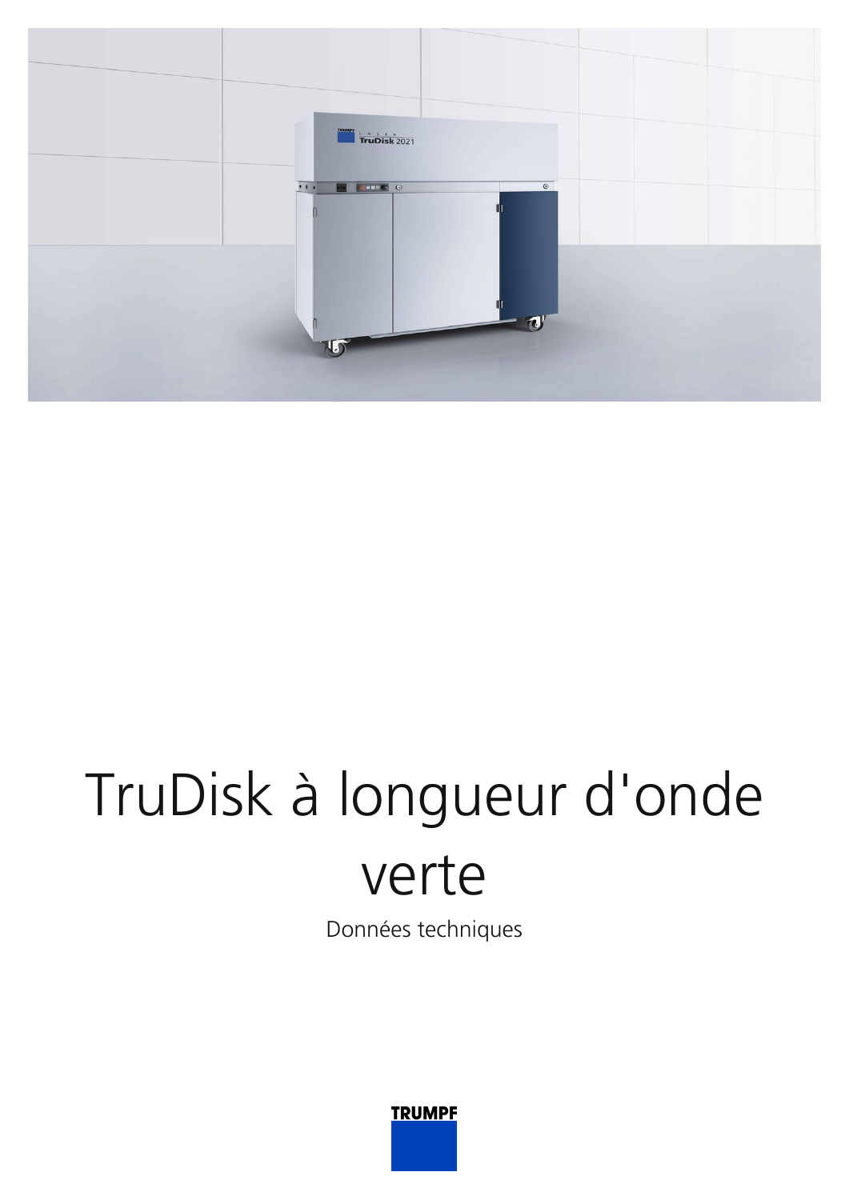# TruDisk à longueur d'onde verte

Données techniques

TRUMPF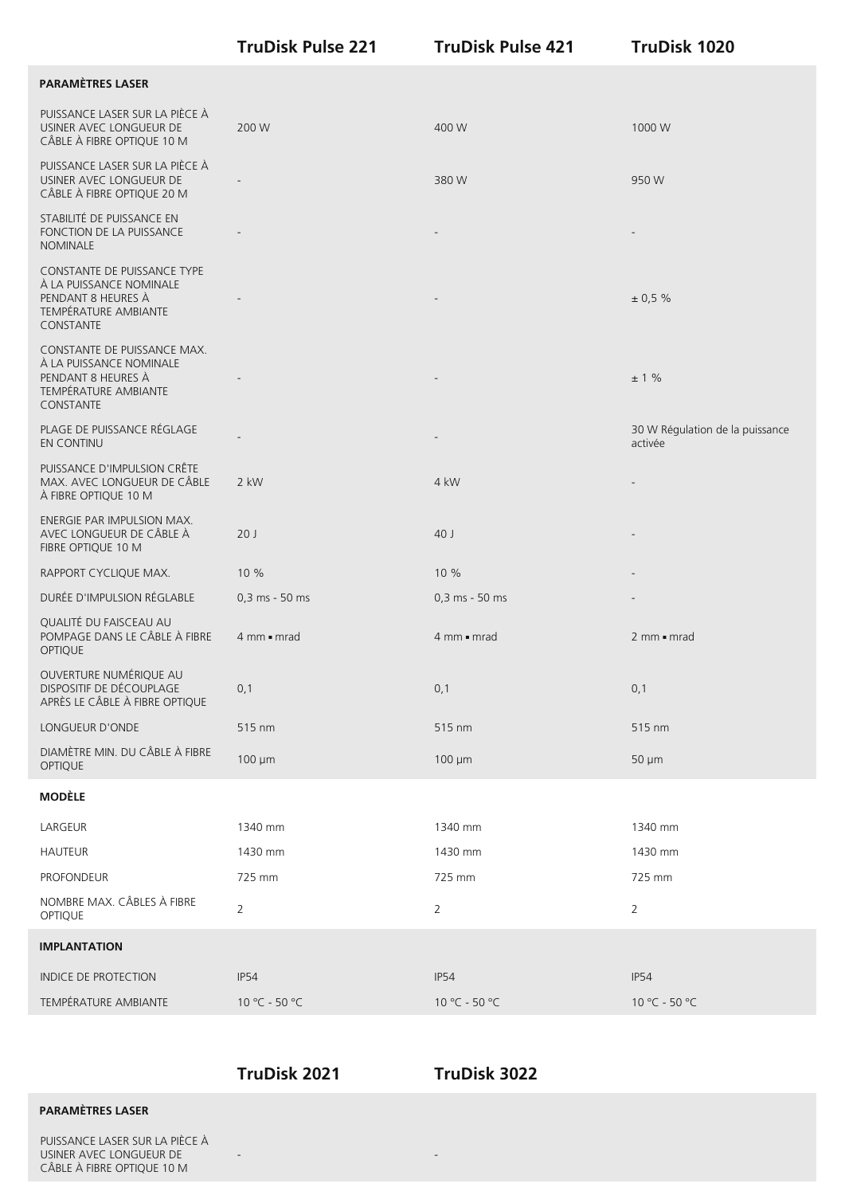| | TruDisk Pulse 221 | TruDisk Pulse 421 | TruDisk 1020 |
|---|---|---|---|
| **PARAMÈTRES LASER** | | | |
| PUISSANCE LASER SUR LA PIÈCE À USINER AVEC LONGUEUR DE CÂBLE À FIBRE OPTIQUE 10 M | 200 W | 400 W | 1000 W |
| PUISSANCE LASER SUR LA PIÈCE À USINER AVEC LONGUEUR DE CÂBLE À FIBRE OPTIQUE 20 M | - | 380 W | 950 W |
| STABILITÉ DE PUISSANCE EN FONCTION DE LA PUISSANCE NOMINALE | - | - | - |
| CONSTANTE DE PUISSANCE TYPE À LA PUISSANCE NOMINALE PENDANT 8 HEURES À TEMPÉRATURE AMBIANTE CONSTANTE | - | - | ± 0,5 % |
| CONSTANTE DE PUISSANCE MAX. À LA PUISSANCE NOMINALE PENDANT 8 HEURES À TEMPÉRATURE AMBIANTE CONSTANTE | - | - | ± 1 % |
| PLAGE DE PUISSANCE RÉGLAGE EN CONTINU | - | - | 30 W Régulation de la puissance activée |
| PUISSANCE D'IMPULSION CRÊTE MAX. AVEC LONGUEUR DE CÂBLE À FIBRE OPTIQUE 10 M | 2 kW | 4 kW | - |
| ENERGIE PAR IMPULSION MAX. AVEC LONGUEUR DE CÂBLE À FIBRE OPTIQUE 10 M | 20 J | 40 J | - |
| RAPPORT CYCLIQUE MAX. | 10 % | 10 % | - |
| DURÉE D'IMPULSION RÉGLABLE | 0,3 ms - 50 ms | 0,3 ms - 50 ms | - |
| QUALITÉ DU FAISCEAU AU POMPAGE DANS LE CÂBLE À FIBRE OPTIQUE | 4 mm ▪ mrad | 4 mm ▪ mrad | 2 mm ▪ mrad |
| OUVERTURE NUMÉRIQUE AU DISPOSITIF DE DÉCOUPLAGE APRÈS LE CÂBLE À FIBRE OPTIQUE | 0,1 | 0,1 | 0,1 |
| LONGUEUR D'ONDE | 515 nm | 515 nm | 515 nm |
| DIAMÈTRE MIN. DU CÂBLE À FIBRE OPTIQUE | 100 µm | 100 µm | 50 µm |
| **MODÈLE** | | | |
| LARGEUR | 1340 mm | 1340 mm | 1340 mm |
| HAUTEUR | 1430 mm | 1430 mm | 1430 mm |
| PROFONDEUR | 725 mm | 725 mm | 725 mm |
| NOMBRE MAX. CÂBLES À FIBRE OPTIQUE | 2 | 2 | 2 |
| **IMPLANTATION** | | | |
| INDICE DE PROTECTION | IP54 | IP54 | IP54 |
| TEMPÉRATURE AMBIANTE | 10 °C - 50 °C | 10 °C - 50 °C | 10 °C - 50 °C |

| | TruDisk 2021 | TruDisk 3022 |
|---|---|---|
| **PARAMÈTRES LASER** | | |
| PUISSANCE LASER SUR LA PIÈCE À USINER AVEC LONGUEUR DE CÂBLE À FIBRE OPTIQUE 10 M | - | - |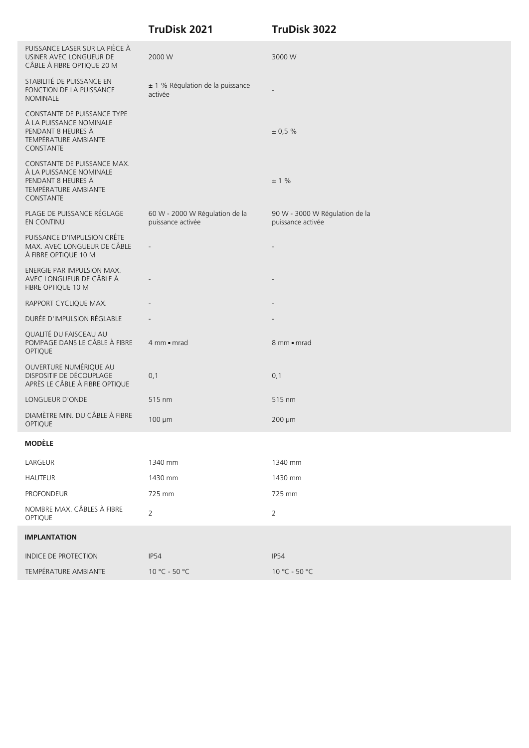| | TruDisk 2021 | TruDisk 3022 |
|---|---|---|
| PUISSANCE LASER SUR LA PIÈCE À USINER AVEC LONGUEUR DE CÂBLE À FIBRE OPTIQUE 20 M | 2000 W | 3000 W |
| STABILITÉ DE PUISSANCE EN FONCTION DE LA PUISSANCE NOMINALE | ± 1 % Régulation de la puissance activée | - |
| CONSTANTE DE PUISSANCE TYPE À LA PUISSANCE NOMINALE PENDANT 8 HEURES À TEMPÉRATURE AMBIANTE CONSTANTE | | ± 0,5 % |
| CONSTANTE DE PUISSANCE MAX. À LA PUISSANCE NOMINALE PENDANT 8 HEURES À TEMPÉRATURE AMBIANTE CONSTANTE | | ± 1 % |
| PLAGE DE PUISSANCE RÉGLAGE EN CONTINU | 60 W - 2000 W Régulation de la puissance activée | 90 W - 3000 W Régulation de la puissance activée |
| PUISSANCE D'IMPULSION CRÊTE MAX. AVEC LONGUEUR DE CÂBLE À FIBRE OPTIQUE 10 M | - | - |
| ENERGIE PAR IMPULSION MAX. AVEC LONGUEUR DE CÂBLE À FIBRE OPTIQUE 10 M | - | - |
| RAPPORT CYCLIQUE MAX. | - | - |
| DURÉE D'IMPULSION RÉGLABLE | - | - |
| QUALITÉ DU FAISCEAU AU POMPAGE DANS LE CÂBLE À FIBRE OPTIQUE | 4 mm • mrad | 8 mm • mrad |
| OUVERTURE NUMÉRIQUE AU DISPOSITIF DE DÉCOUPLAGE APRÈS LE CÂBLE À FIBRE OPTIQUE | 0,1 | 0,1 |
| LONGUEUR D'ONDE | 515 nm | 515 nm |
| DIAMÈTRE MIN. DU CÂBLE À FIBRE OPTIQUE | 100 µm | 200 µm |
| **MODÈLE** | | |
| LARGEUR | 1340 mm | 1340 mm |
| HAUTEUR | 1430 mm | 1430 mm |
| PROFONDEUR | 725 mm | 725 mm |
| NOMBRE MAX. CÂBLES À FIBRE OPTIQUE | 2 | 2 |
| **IMPLANTATION** | | |
| INDICE DE PROTECTION | IP54 | IP54 |
| TEMPÉRATURE AMBIANTE | 10 °C - 50 °C | 10 °C - 50 °C |